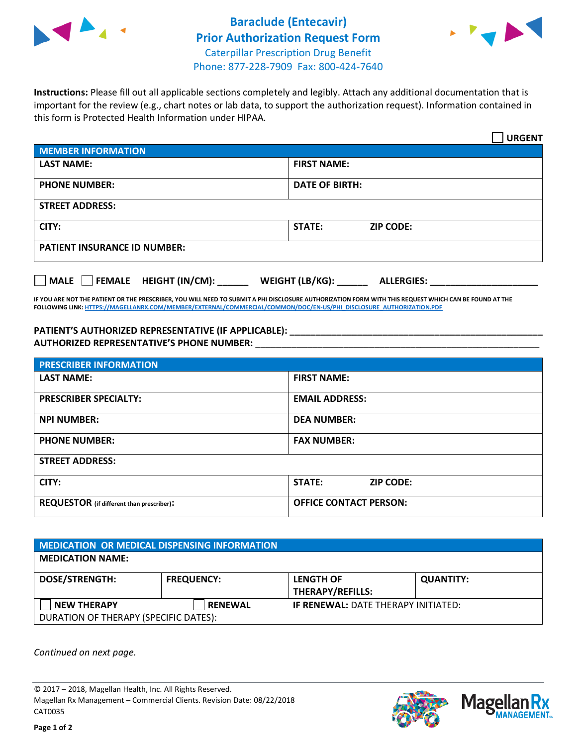# Baraclude (Entecavir)
## Prior Authorization Request Form
Caterpillar Prescription Drug Benefit
Phone: 877-228-7909 Fax: 800-424-7640

**Instructions:** Please fill out all applicable sections completely and legibly. Attach any additional documentation that is important for the review (e.g., chart notes or lab data, to support the authorization request). Information contained in this form is Protected Health Information under HIPAA.

☐ **URGENT**

| MEMBER INFORMATION | |
|---|---|
| **LAST NAME:** | **FIRST NAME:** |
| **PHONE NUMBER:** | **DATE OF BIRTH:** |
| **STREET ADDRESS:** | |
| **CITY:** | **STATE:** **ZIP CODE:** |
| **PATIENT INSURANCE ID NUMBER:** | |

☐ **MALE** ☐ **FEMALE** **HEIGHT (IN/CM):** ______ **WEIGHT (LB/KG):** ______ **ALLERGIES:** ____________________

**IF YOU ARE NOT THE PATIENT OR THE PRESCRIBER, YOU WILL NEED TO SUBMIT A PHI DISCLOSURE AUTHORIZATION FORM WITH THIS REQUEST WHICH CAN BE FOUND AT THE FOLLOWING LINK: HTTPS://MAGELLANRX.COM/MEMBER/EXTERNAL/COMMERCIAL/COMMON/DOC/EN-US/PHI_DISCLOSURE_AUTHORIZATION.PDF**

**PATIENT'S AUTHORIZED REPRESENTATIVE (IF APPLICABLE):** ____________________________________________
**AUTHORIZED REPRESENTATIVE'S PHONE NUMBER:** ____________________________________________

| PRESCRIBER INFORMATION | |
|---|---|
| **LAST NAME:** | **FIRST NAME:** |
| **PRESCRIBER SPECIALTY:** | **EMAIL ADDRESS:** |
| **NPI NUMBER:** | **DEA NUMBER:** |
| **PHONE NUMBER:** | **FAX NUMBER:** |
| **STREET ADDRESS:** | |
| **CITY:** | **STATE:** **ZIP CODE:** |
| **REQUESTOR** (if different than prescriber): | **OFFICE CONTACT PERSON:** |

| MEDICATION OR MEDICAL DISPENSING INFORMATION | | | |
|---|---|---|---|
| **MEDICATION NAME:** | | | |
| **DOSE/STRENGTH:** | **FREQUENCY:** | **LENGTH OF THERAPY/REFILLS:** | **QUANTITY:** |
| ☐ **NEW THERAPY** | ☐ **RENEWAL** | **IF RENEWAL:** DATE THERAPY INITIATED: | |
| DURATION OF THERAPY (SPECIFIC DATES): | | | |

*Continued on next page.*

© 2017 – 2018, Magellan Health, Inc. All Rights Reserved.
Magellan Rx Management – Commercial Clients. Revision Date: 08/22/2018
CAT0035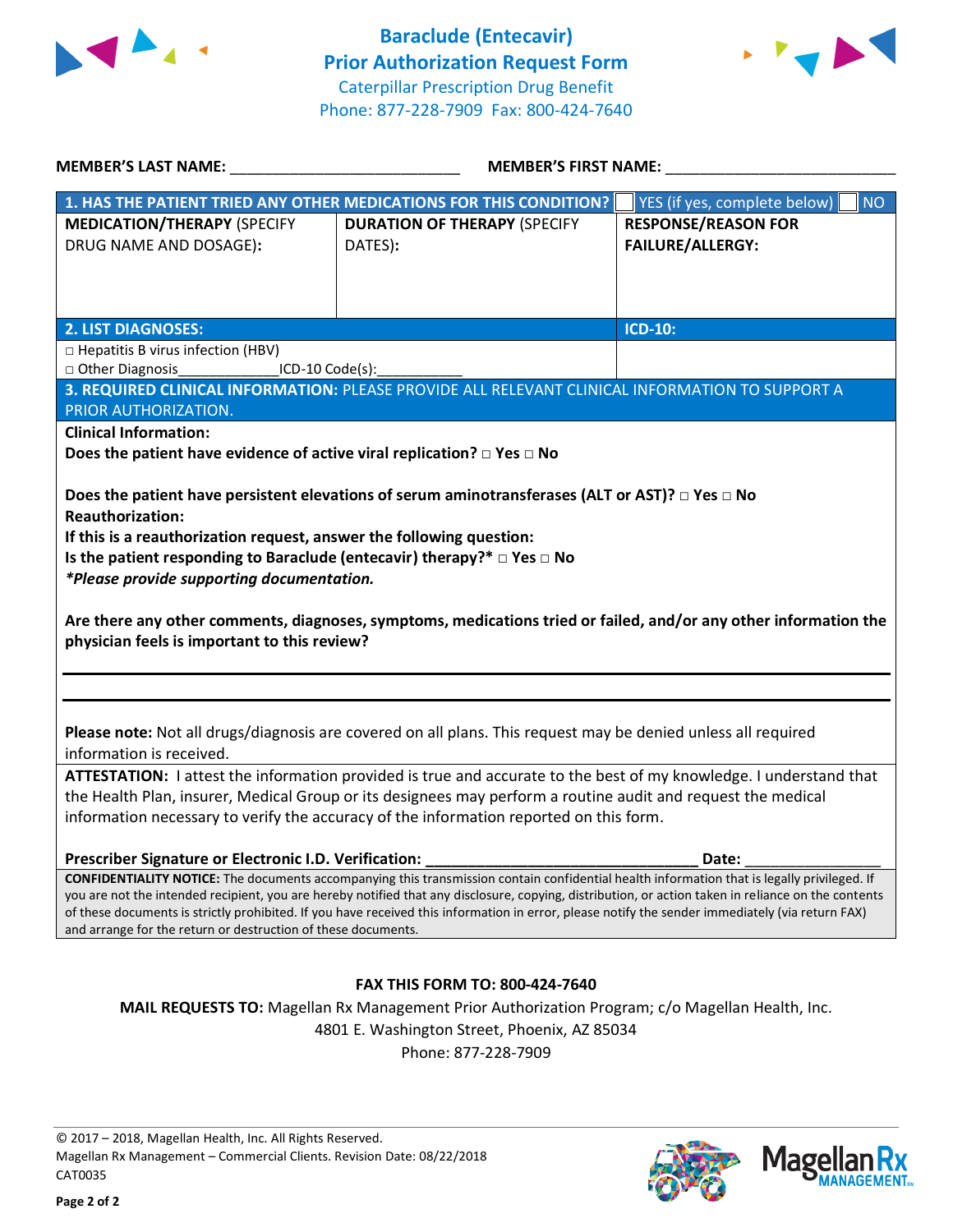# Baraclude (Entecavir) Prior Authorization Request Form

Caterpillar Prescription Drug Benefit
Phone: 877-228-7909 Fax: 800-424-7640

**MEMBER'S LAST NAME:** ___________________________ **MEMBER'S FIRST NAME:** ___________________________

| **1. HAS THE PATIENT TRIED ANY OTHER MEDICATIONS FOR THIS CONDITION?** | | ☐ YES (if yes, complete below) ☐ NO |
|---|---|---|
| **MEDICATION/THERAPY** (SPECIFY DRUG NAME AND DOSAGE): | **DURATION OF THERAPY** (SPECIFY DATES): | **RESPONSE/REASON FOR FAILURE/ALLERGY:** |
| | | |

| **2. LIST DIAGNOSES:** | **ICD-10:** |
|---|---|
| □ Hepatitis B virus infection (HBV)<br>□ Other Diagnosis_____________ICD-10 Code(s):___________ | |

**3. REQUIRED CLINICAL INFORMATION:** PLEASE PROVIDE ALL RELEVANT CLINICAL INFORMATION TO SUPPORT A PRIOR AUTHORIZATION.

**Clinical Information:**

**Does the patient have evidence of active viral replication? □ Yes □ No**

**Does the patient have persistent elevations of serum aminotransferases (ALT or AST)? □ Yes □ No**

**Reauthorization:**

**If this is a reauthorization request, answer the following question:**

**Is the patient responding to Baraclude (entecavir) therapy?* □ Yes □ No**

***Please provide supporting documentation.***

**Are there any other comments, diagnoses, symptoms, medications tried or failed, and/or any other information the physician feels is important to this review?**

_______________________________________________________________________________

_______________________________________________________________________________

**Please note:** Not all drugs/diagnosis are covered on all plans. This request may be denied unless all required information is received.

**ATTESTATION:** I attest the information provided is true and accurate to the best of my knowledge. I understand that the Health Plan, insurer, Medical Group or its designees may perform a routine audit and request the medical information necessary to verify the accuracy of the information reported on this form.

**Prescriber Signature or Electronic I.D. Verification:** _________________________________ **Date:** ________________

**CONFIDENTIALITY NOTICE:** The documents accompanying this transmission contain confidential health information that is legally privileged. If you are not the intended recipient, you are hereby notified that any disclosure, copying, distribution, or action taken in reliance on the contents of these documents is strictly prohibited. If you have received this information in error, please notify the sender immediately (via return FAX) and arrange for the return or destruction of these documents.

**FAX THIS FORM TO: 800-424-7640**

**MAIL REQUESTS TO:** Magellan Rx Management Prior Authorization Program; c/o Magellan Health, Inc.
4801 E. Washington Street, Phoenix, AZ 85034
Phone: 877-228-7909

© 2017 – 2018, Magellan Health, Inc. All Rights Reserved.
Magellan Rx Management – Commercial Clients. Revision Date: 08/22/2018
CAT0035